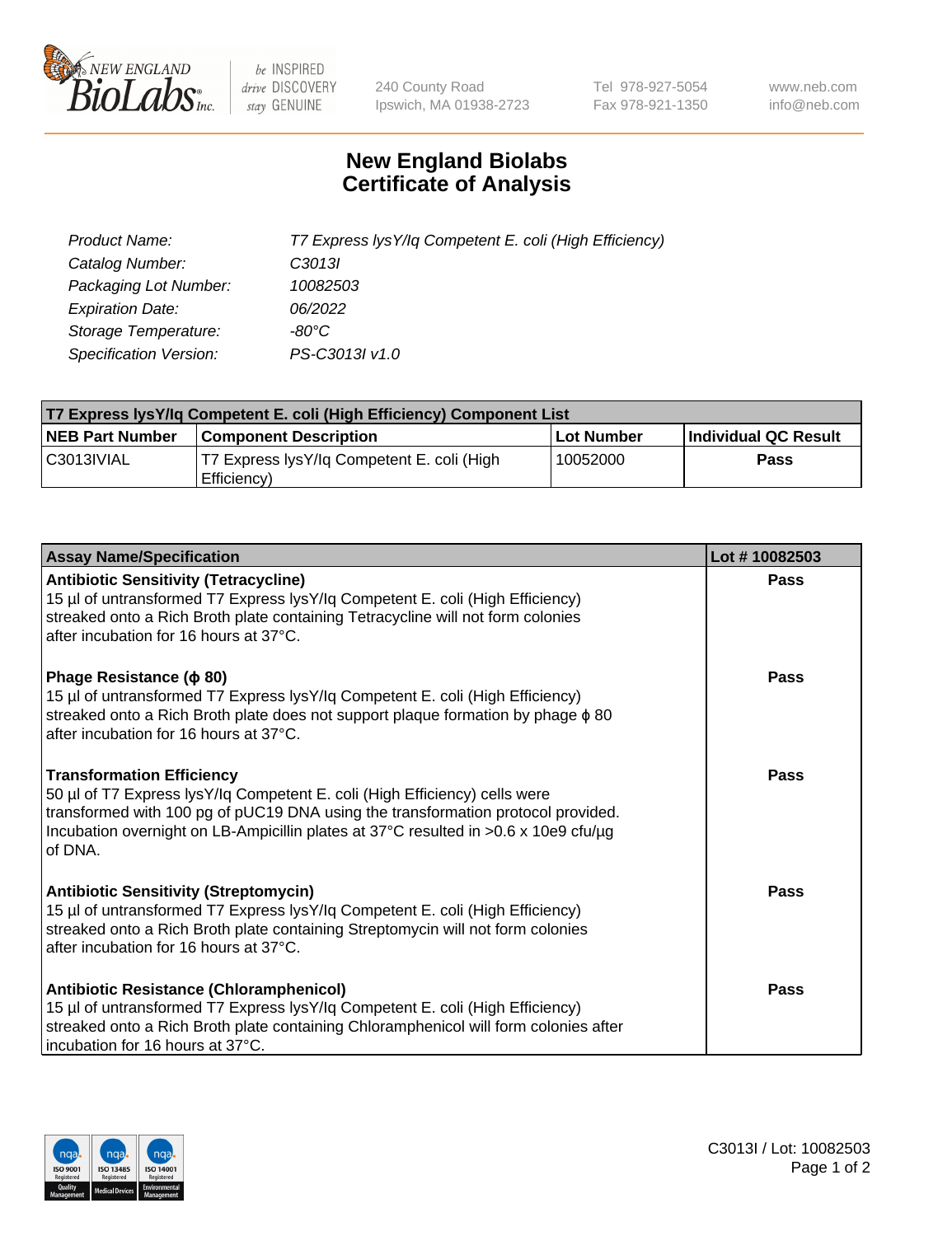# New England Biolabs
# Certificate of Analysis

| | |
|---|---|
| *Product Name:* | *T7 Express lysY/Iq Competent E. coli (High Efficiency)* |
| *Catalog Number:* | *C3013I* |
| *Packaging Lot Number:* | *10082503* |
| *Expiration Date:* | *06/2022* |
| *Storage Temperature:* | *-80°C* |
| *Specification Version:* | *PS-C3013I v1.0* |

| T7 Express lysY/Iq Competent E. coli (High Efficiency) Component List | | | |
|---|---|---|---|
| **NEB Part Number** | **Component Description** | **Lot Number** | **Individual QC Result** |
| C3013IVIAL | T7 Express lysY/Iq Competent E. coli (High Efficiency) | 10052000 | **Pass** |

| Assay Name/Specification | Lot # 10082503 |
|---|---|
| **Antibiotic Sensitivity (Tetracycline)**<br>15 µl of untransformed T7 Express lysY/Iq Competent E. coli (High Efficiency) streaked onto a Rich Broth plate containing Tetracycline will not form colonies after incubation for 16 hours at 37°C. | **Pass** |
| **Phage Resistance (ϕ 80)**<br>15 µl of untransformed T7 Express lysY/Iq Competent E. coli (High Efficiency) streaked onto a Rich Broth plate does not support plaque formation by phage ϕ 80 after incubation for 16 hours at 37°C. | **Pass** |
| **Transformation Efficiency**<br>50 µl of T7 Express lysY/Iq Competent E. coli (High Efficiency) cells were transformed with 100 pg of pUC19 DNA using the transformation protocol provided. Incubation overnight on LB-Ampicillin plates at 37°C resulted in >0.6 x 10e9 cfu/µg of DNA. | **Pass** |
| **Antibiotic Sensitivity (Streptomycin)**<br>15 µl of untransformed T7 Express lysY/Iq Competent E. coli (High Efficiency) streaked onto a Rich Broth plate containing Streptomycin will not form colonies after incubation for 16 hours at 37°C. | **Pass** |
| **Antibiotic Resistance (Chloramphenicol)**<br>15 µl of untransformed T7 Express lysY/Iq Competent E. coli (High Efficiency) streaked onto a Rich Broth plate containing Chloramphenicol will form colonies after incubation for 16 hours at 37°C. | **Pass** |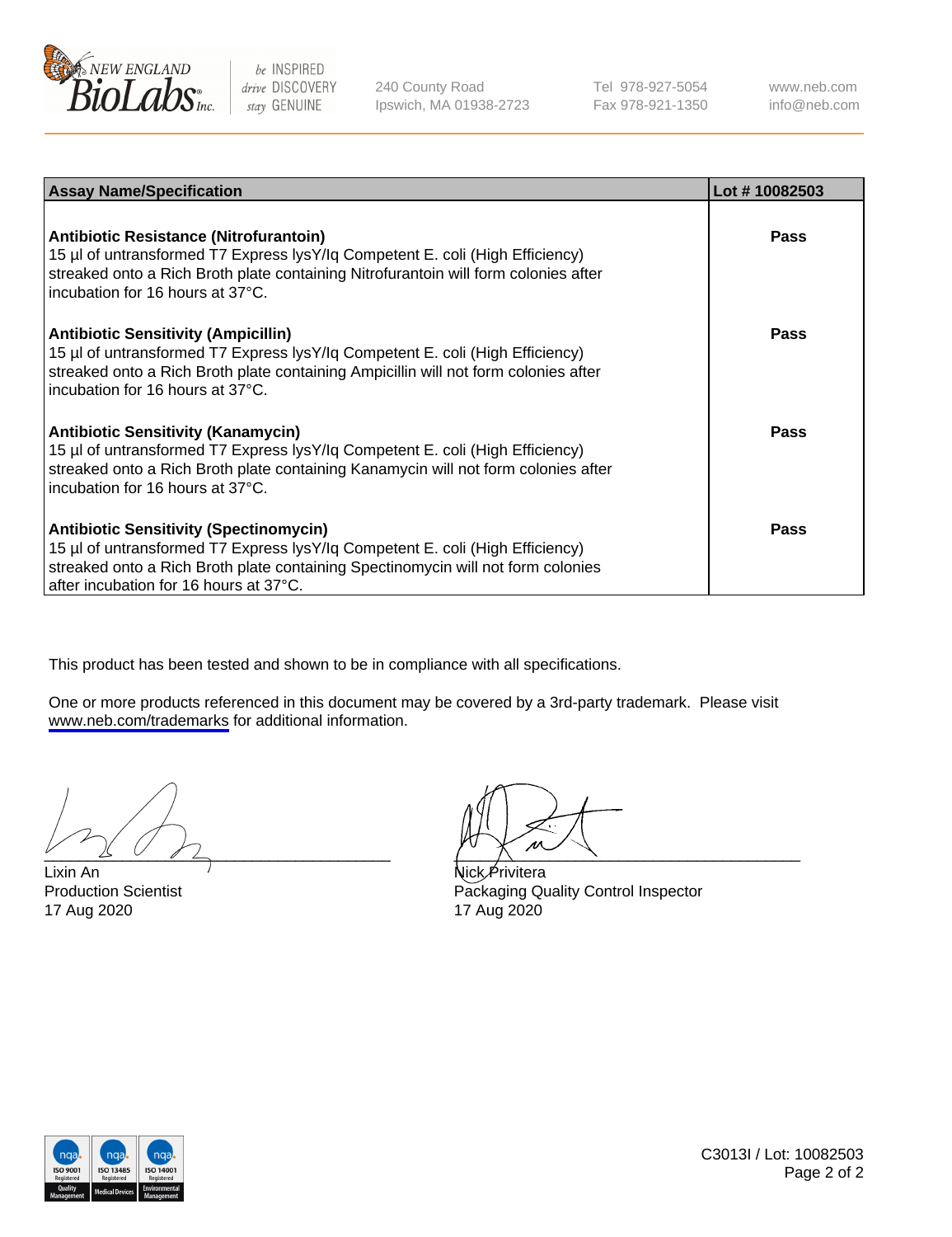| Assay Name/Specification | Lot # 10082503 |
|---|---|
| **Antibiotic Resistance (Nitrofurantoin)**<br>15 µl of untransformed T7 Express lysY/Iq Competent E. coli (High Efficiency) streaked onto a Rich Broth plate containing Nitrofurantoin will form colonies after incubation for 16 hours at 37°C. | **Pass** |
| **Antibiotic Sensitivity (Ampicillin)**<br>15 µl of untransformed T7 Express lysY/Iq Competent E. coli (High Efficiency) streaked onto a Rich Broth plate containing Ampicillin will not form colonies after incubation for 16 hours at 37°C. | **Pass** |
| **Antibiotic Sensitivity (Kanamycin)**<br>15 µl of untransformed T7 Express lysY/Iq Competent E. coli (High Efficiency) streaked onto a Rich Broth plate containing Kanamycin will not form colonies after incubation for 16 hours at 37°C. | **Pass** |
| **Antibiotic Sensitivity (Spectinomycin)**<br>15 µl of untransformed T7 Express lysY/Iq Competent E. coli (High Efficiency) streaked onto a Rich Broth plate containing Spectinomycin will not form colonies after incubation for 16 hours at 37°C. | **Pass** |

This product has been tested and shown to be in compliance with all specifications.

One or more products referenced in this document may be covered by a 3rd-party trademark. Please visit www.neb.com/trademarks for additional information.

Lixin An
Production Scientist
17 Aug 2020

Nick Privitera
Packaging Quality Control Inspector
17 Aug 2020

C3013I / Lot: 10082503